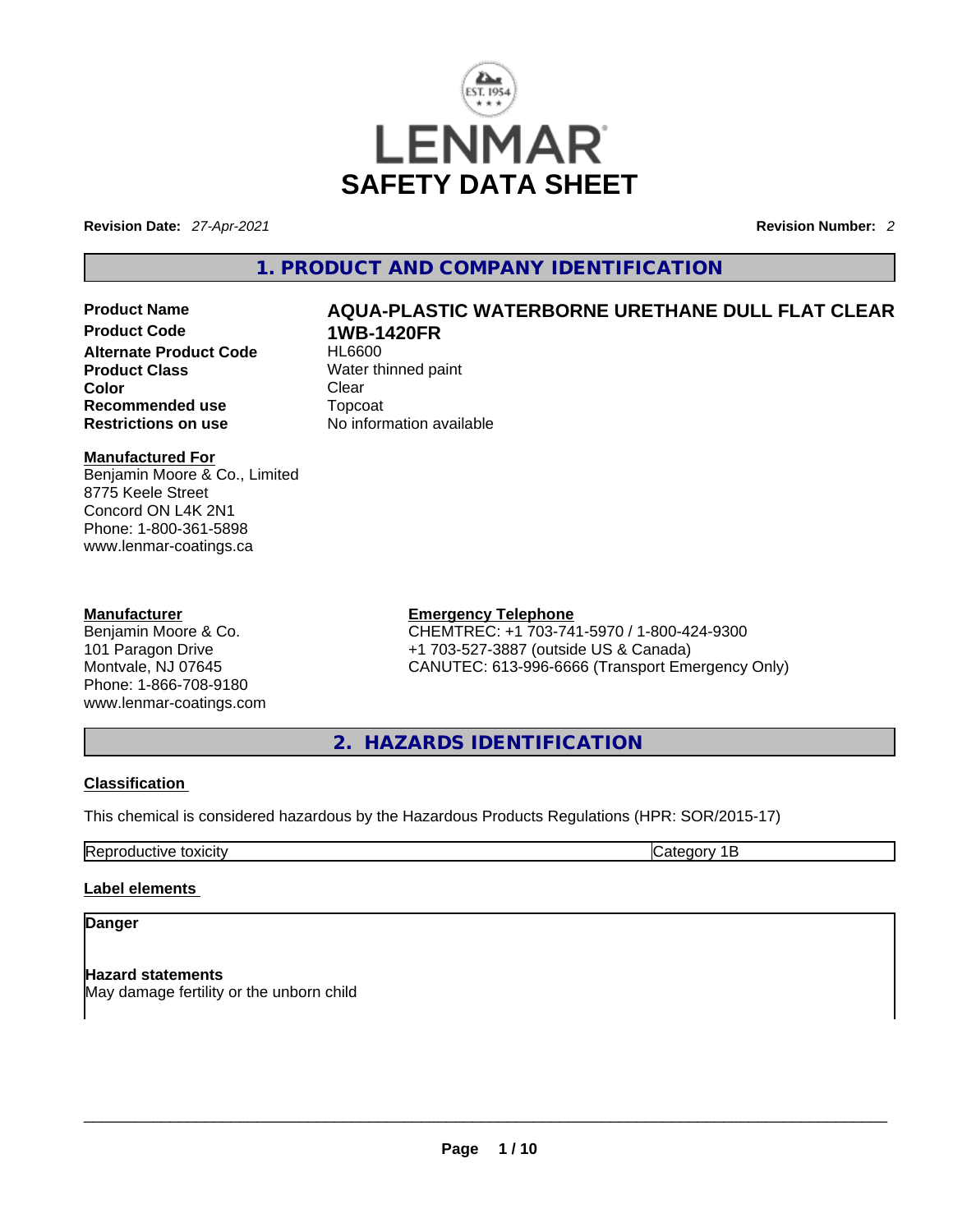# SAFETY DATA SHEET

**Revision Date:** *27-Apr-2021* **Revision Number:** *2*

## 1. PRODUCT AND COMPANY IDENTIFICATION

| | |
|---|---|
| **Product Name** | **AQUA-PLASTIC WATERBORNE URETHANE DULL FLAT CLEAR** |
| **Product Code** | **1WB-1420FR** |
| **Alternate Product Code** | HL6600 |
| **Product Class** | Water thinned paint |
| **Color** | Clear |
| **Recommended use** | Topcoat |
| **Restrictions on use** | No information available |

**Manufactured For**
Benjamin Moore & Co., Limited
8775 Keele Street
Concord ON L4K 2N1
Phone: 1-800-361-5898
www.lenmar-coatings.ca

**Manufacturer**
Benjamin Moore & Co.
101 Paragon Drive
Montvale, NJ 07645
Phone: 1-866-708-9180
www.lenmar-coatings.com

**Emergency Telephone**
CHEMTREC: +1 703-741-5970 / 1-800-424-9300
+1 703-527-3887 (outside US & Canada)
CANUTEC: 613-996-6666 (Transport Emergency Only)

## 2. HAZARDS IDENTIFICATION

**Classification**

This chemical is considered hazardous by the Hazardous Products Regulations (HPR: SOR/2015-17)

| | |
|---|---|
| Reproductive toxicity | Category 1B |

**Label elements**

**Danger**

**Hazard statements**
May damage fertility or the unborn child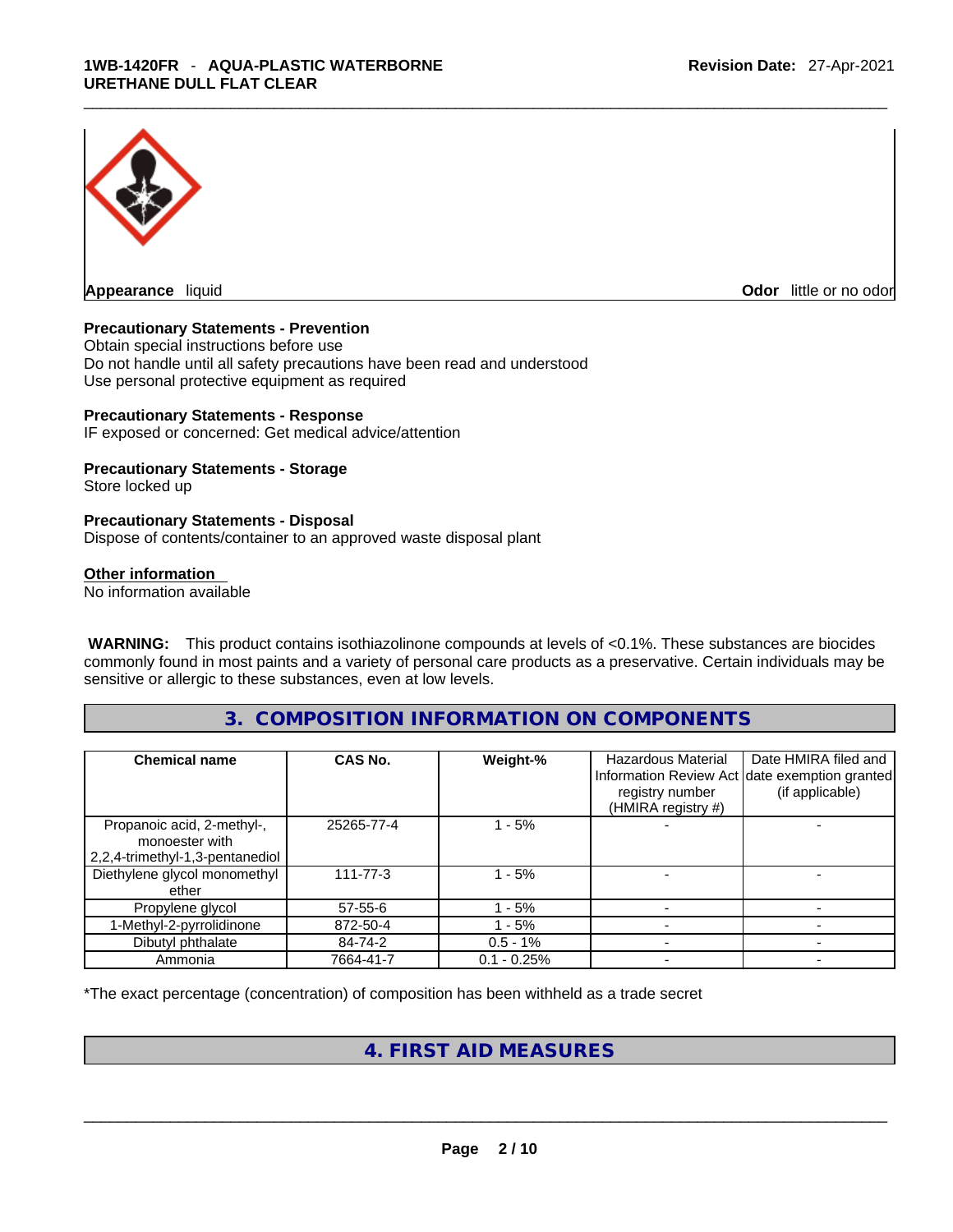**Appearance** liquid **Odor** little or no odor

**Precautionary Statements - Prevention**
Obtain special instructions before use
Do not handle until all safety precautions have been read and understood
Use personal protective equipment as required

**Precautionary Statements - Response**
IF exposed or concerned: Get medical advice/attention

**Precautionary Statements - Storage**
Store locked up

**Precautionary Statements - Disposal**
Dispose of contents/container to an approved waste disposal plant

**Other information**
No information available

**WARNING:** This product contains isothiazolinone compounds at levels of <0.1%. These substances are biocides commonly found in most paints and a variety of personal care products as a preservative. Certain individuals may be sensitive or allergic to these substances, even at low levels.

## 3. COMPOSITION INFORMATION ON COMPONENTS

| Chemical name | CAS No. | Weight-% | Hazardous Material Information Review Act registry number (HMIRA registry #) | Date HMIRA filed and date exemption granted (if applicable) |
|---|---|---|---|---|
| Propanoic acid, 2-methyl-, monoester with 2,2,4-trimethyl-1,3-pentanediol | 25265-77-4 | 1 - 5% | - | - |
| Diethylene glycol monomethyl ether | 111-77-3 | 1 - 5% | - | - |
| Propylene glycol | 57-55-6 | 1 - 5% | - | - |
| 1-Methyl-2-pyrrolidinone | 872-50-4 | 1 - 5% | - | - |
| Dibutyl phthalate | 84-74-2 | 0.5 - 1% | - | - |
| Ammonia | 7664-41-7 | 0.1 - 0.25% | - | - |

*The exact percentage (concentration) of composition has been withheld as a trade secret

## 4. FIRST AID MEASURES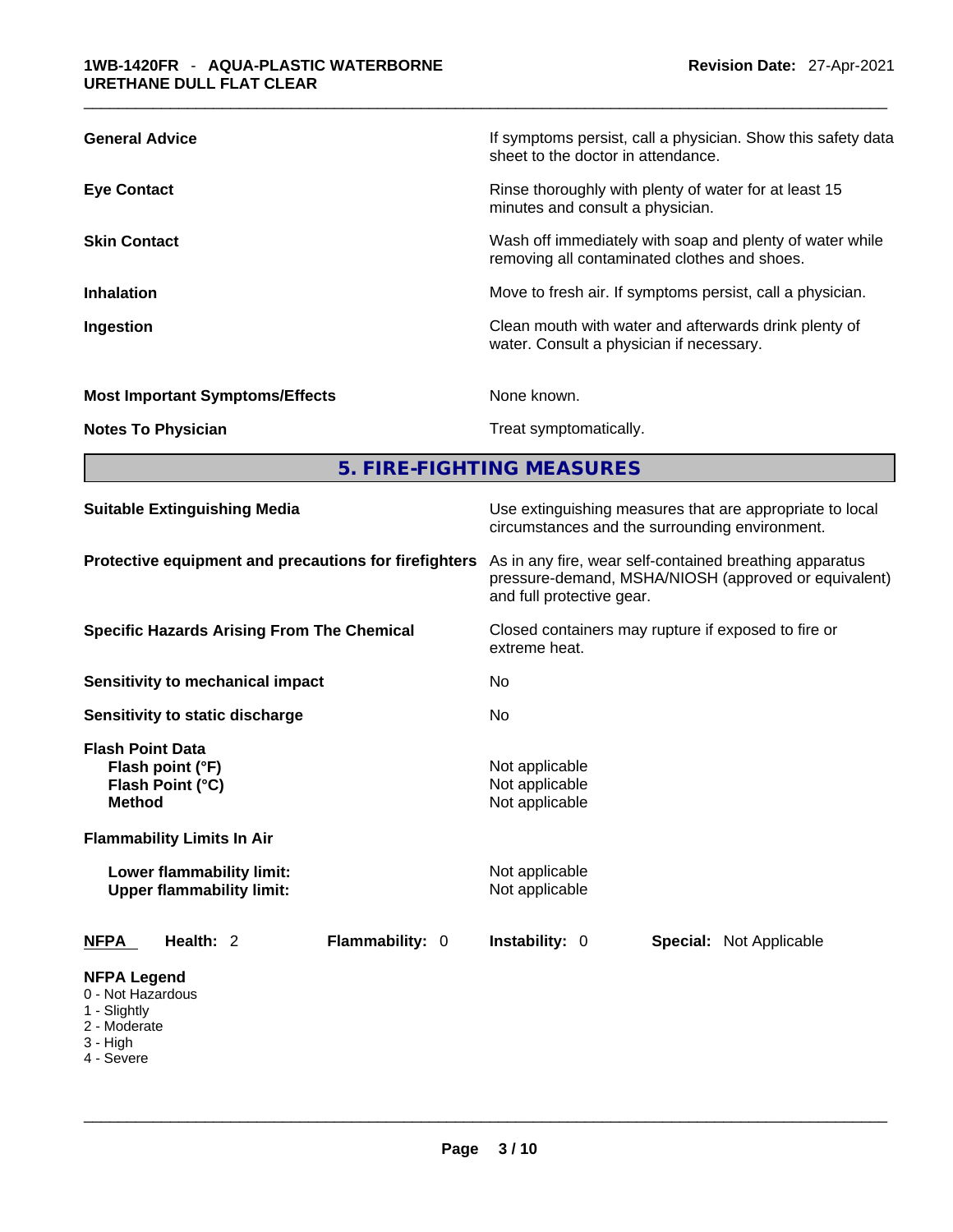| | |
|---|---|
| **General Advice** | If symptoms persist, call a physician. Show this safety data sheet to the doctor in attendance. |
| **Eye Contact** | Rinse thoroughly with plenty of water for at least 15 minutes and consult a physician. |
| **Skin Contact** | Wash off immediately with soap and plenty of water while removing all contaminated clothes and shoes. |
| **Inhalation** | Move to fresh air. If symptoms persist, call a physician. |
| **Ingestion** | Clean mouth with water and afterwards drink plenty of water. Consult a physician if necessary. |
| **Most Important Symptoms/Effects** | None known. |
| **Notes To Physician** | Treat symptomatically. |

## 5. FIRE-FIGHTING MEASURES

| | |
|---|---|
| **Suitable Extinguishing Media** | Use extinguishing measures that are appropriate to local circumstances and the surrounding environment. |
| **Protective equipment and precautions for firefighters** | As in any fire, wear self-contained breathing apparatus pressure-demand, MSHA/NIOSH (approved or equivalent) and full protective gear. |
| **Specific Hazards Arising From The Chemical** | Closed containers may rupture if exposed to fire or extreme heat. |
| **Sensitivity to mechanical impact** | No |
| **Sensitivity to static discharge** | No |

**Flash Point Data**

| | |
|---|---|
| **Flash point (°F)** | Not applicable |
| **Flash Point (°C)** | Not applicable |
| **Method** | Not applicable |

**Flammability Limits In Air**

| | |
|---|---|
| **Lower flammability limit:** | Not applicable |
| **Upper flammability limit:** | Not applicable |

**NFPA** **Health:** 2 **Flammability:** 0 **Instability:** 0 **Special:** Not Applicable

**NFPA Legend**
- 0 - Not Hazardous
- 1 - Slightly
- 2 - Moderate
- 3 - High
- 4 - Severe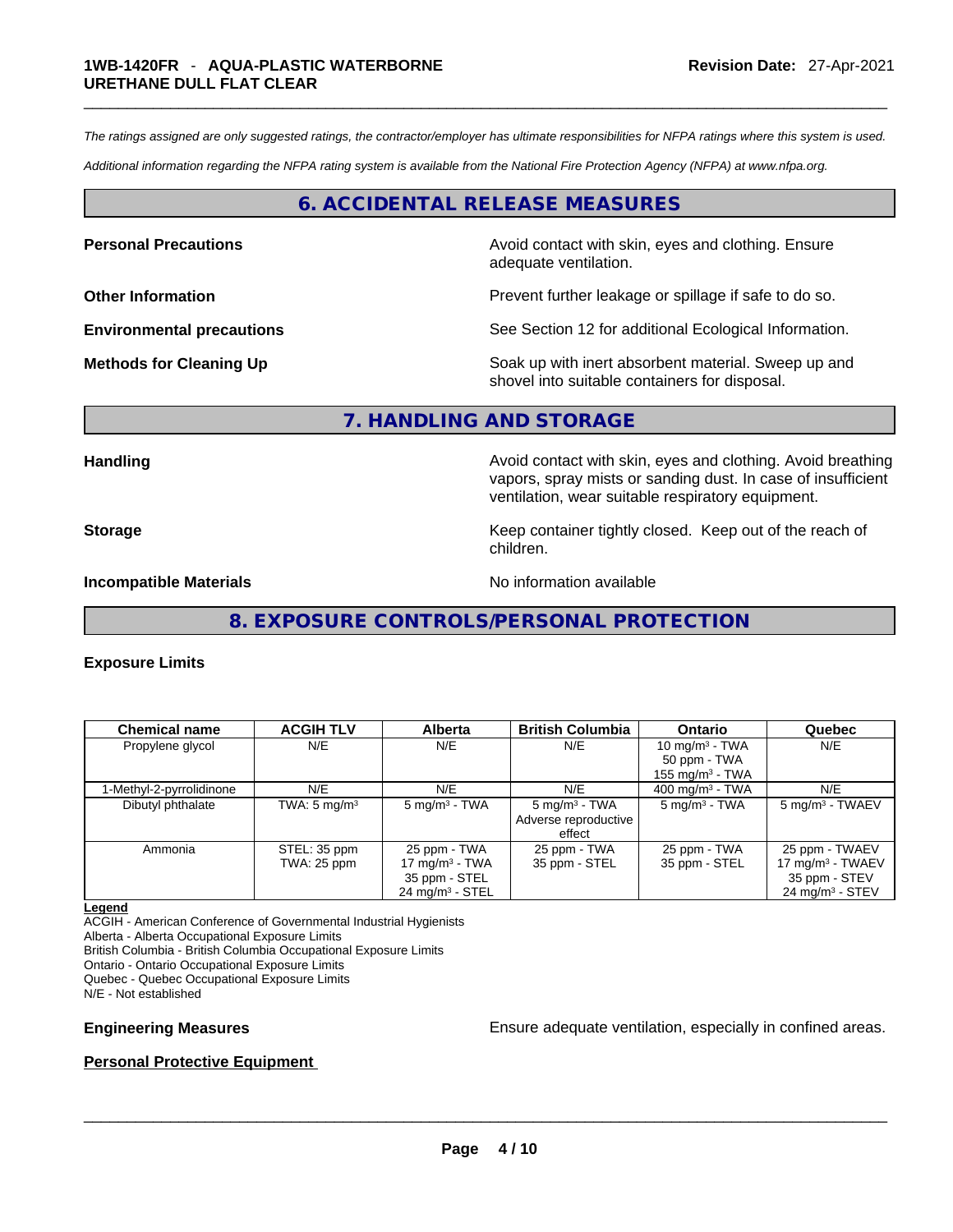*The ratings assigned are only suggested ratings, the contractor/employer has ultimate responsibilities for NFPA ratings where this system is used.*

*Additional information regarding the NFPA rating system is available from the National Fire Protection Agency (NFPA) at www.nfpa.org.*

## 6. ACCIDENTAL RELEASE MEASURES

**Personal Precautions** Avoid contact with skin, eyes and clothing. Ensure adequate ventilation.

**Other Information** Prevent further leakage or spillage if safe to do so.

**Environmental precautions** See Section 12 for additional Ecological Information.

**Methods for Cleaning Up** Soak up with inert absorbent material. Sweep up and shovel into suitable containers for disposal.

## 7. HANDLING AND STORAGE

**Handling** Avoid contact with skin, eyes and clothing. Avoid breathing vapors, spray mists or sanding dust. In case of insufficient ventilation, wear suitable respiratory equipment.

**Storage** Keep container tightly closed. Keep out of the reach of children.

**Incompatible Materials** No information available

## 8. EXPOSURE CONTROLS/PERSONAL PROTECTION

**Exposure Limits**

| Chemical name | ACGIH TLV | Alberta | British Columbia | Ontario | Quebec |
|---|---|---|---|---|---|
| Propylene glycol | N/E | N/E | N/E | 10 mg/m³ - TWA<br>50 ppm - TWA<br>155 mg/m³ - TWA | N/E |
| 1-Methyl-2-pyrrolidinone | N/E | N/E | N/E | 400 mg/m³ - TWA | N/E |
| Dibutyl phthalate | TWA: 5 mg/m³ | 5 mg/m³ - TWA | 5 mg/m³ - TWA<br>Adverse reproductive effect | 5 mg/m³ - TWA | 5 mg/m³ - TWAEV |
| Ammonia | STEL: 35 ppm<br>TWA: 25 ppm | 25 ppm - TWA<br>17 mg/m³ - TWA<br>35 ppm - STEL<br>24 mg/m³ - STEL | 25 ppm - TWA<br>35 ppm - STEL | 25 ppm - TWA<br>35 ppm - STEL | 25 ppm - TWAEV<br>17 mg/m³ - TWAEV<br>35 ppm - STEV<br>24 mg/m³ - STEV |

**Legend**

ACGIH - American Conference of Governmental Industrial Hygienists
Alberta - Alberta Occupational Exposure Limits
British Columbia - British Columbia Occupational Exposure Limits
Ontario - Ontario Occupational Exposure Limits
Quebec - Quebec Occupational Exposure Limits
N/E - Not established

**Engineering Measures** Ensure adequate ventilation, especially in confined areas.

**Personal Protective Equipment**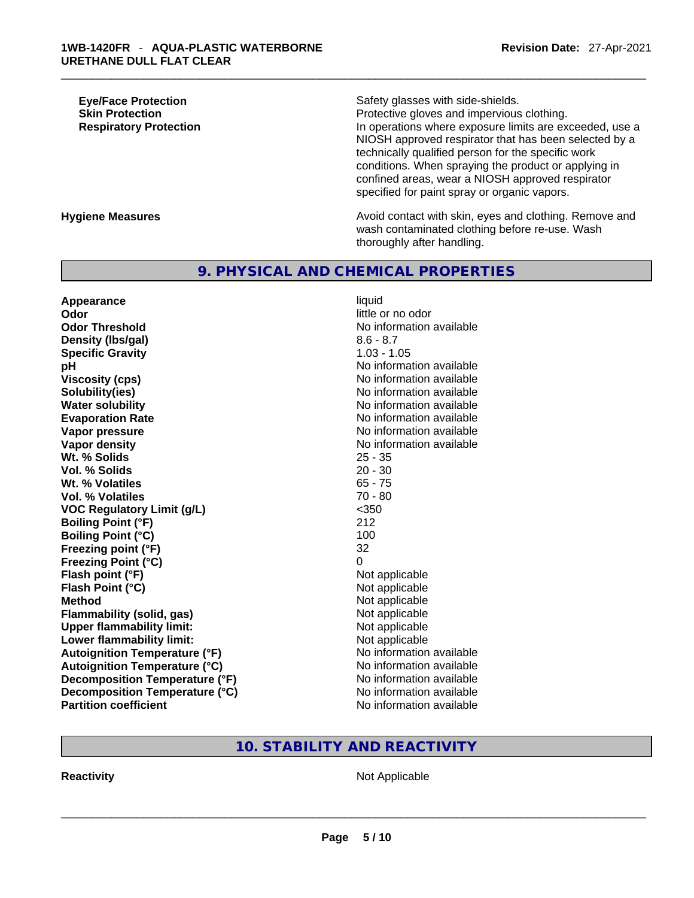| | |
|---|---|
| **Eye/Face Protection** | Safety glasses with side-shields. |
| **Skin Protection** | Protective gloves and impervious clothing. |
| **Respiratory Protection** | In operations where exposure limits are exceeded, use a NIOSH approved respirator that has been selected by a technically qualified person for the specific work conditions. When spraying the product or applying in confined areas, wear a NIOSH approved respirator specified for paint spray or organic vapors. |
| **Hygiene Measures** | Avoid contact with skin, eyes and clothing. Remove and wash contaminated clothing before re-use. Wash thoroughly after handling. |

## 9. PHYSICAL AND CHEMICAL PROPERTIES

| | |
|---|---|
| **Appearance** | liquid |
| **Odor** | little or no odor |
| **Odor Threshold** | No information available |
| **Density (lbs/gal)** | 8.6 - 8.7 |
| **Specific Gravity** | 1.03 - 1.05 |
| **pH** | No information available |
| **Viscosity (cps)** | No information available |
| **Solubility(ies)** | No information available |
| **Water solubility** | No information available |
| **Evaporation Rate** | No information available |
| **Vapor pressure** | No information available |
| **Vapor density** | No information available |
| **Wt. % Solids** | 25 - 35 |
| **Vol. % Solids** | 20 - 30 |
| **Wt. % Volatiles** | 65 - 75 |
| **Vol. % Volatiles** | 70 - 80 |
| **VOC Regulatory Limit (g/L)** | <350 |
| **Boiling Point (°F)** | 212 |
| **Boiling Point (°C)** | 100 |
| **Freezing point (°F)** | 32 |
| **Freezing Point (°C)** | 0 |
| **Flash point (°F)** | Not applicable |
| **Flash Point (°C)** | Not applicable |
| **Method** | Not applicable |
| **Flammability (solid, gas)** | Not applicable |
| **Upper flammability limit:** | Not applicable |
| **Lower flammability limit:** | Not applicable |
| **Autoignition Temperature (°F)** | No information available |
| **Autoignition Temperature (°C)** | No information available |
| **Decomposition Temperature (°F)** | No information available |
| **Decomposition Temperature (°C)** | No information available |
| **Partition coefficient** | No information available |

## 10. STABILITY AND REACTIVITY

| | |
|---|---|
| **Reactivity** | Not Applicable |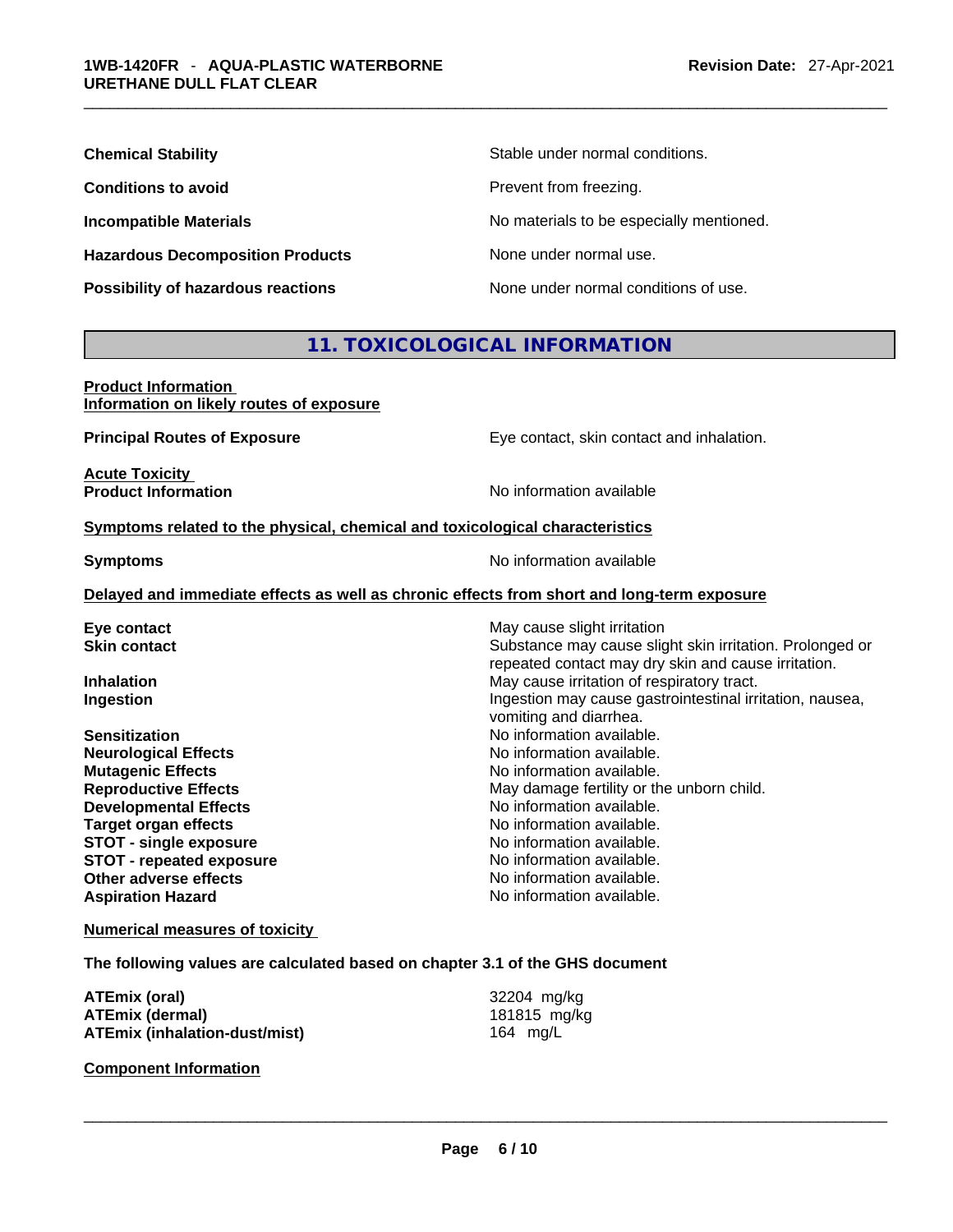| | |
|---|---|
| **Chemical Stability** | Stable under normal conditions. |
| **Conditions to avoid** | Prevent from freezing. |
| **Incompatible Materials** | No materials to be especially mentioned. |
| **Hazardous Decomposition Products** | None under normal use. |
| **Possibility of hazardous reactions** | None under normal conditions of use. |

## 11. TOXICOLOGICAL INFORMATION

**Product Information**
**Information on likely routes of exposure**

| | |
|---|---|
| **Principal Routes of Exposure** | Eye contact, skin contact and inhalation. |

**Acute Toxicity**

| | |
|---|---|
| **Product Information** | No information available |

**Symptoms related to the physical, chemical and toxicological characteristics**

| | |
|---|---|
| **Symptoms** | No information available |

**Delayed and immediate effects as well as chronic effects from short and long-term exposure**

| | |
|---|---|
| **Eye contact** | May cause slight irritation |
| **Skin contact** | Substance may cause slight skin irritation. Prolonged or repeated contact may dry skin and cause irritation. |
| **Inhalation** | May cause irritation of respiratory tract. |
| **Ingestion** | Ingestion may cause gastrointestinal irritation, nausea, vomiting and diarrhea. |
| **Sensitization** | No information available. |
| **Neurological Effects** | No information available. |
| **Mutagenic Effects** | No information available. |
| **Reproductive Effects** | May damage fertility or the unborn child. |
| **Developmental Effects** | No information available. |
| **Target organ effects** | No information available. |
| **STOT - single exposure** | No information available. |
| **STOT - repeated exposure** | No information available. |
| **Other adverse effects** | No information available. |
| **Aspiration Hazard** | No information available. |

**Numerical measures of toxicity**

**The following values are calculated based on chapter 3.1 of the GHS document**

| | |
|---|---|
| **ATEmix (oral)** | 32204 mg/kg |
| **ATEmix (dermal)** | 181815 mg/kg |
| **ATEmix (inhalation-dust/mist)** | 164 mg/L |

**Component Information**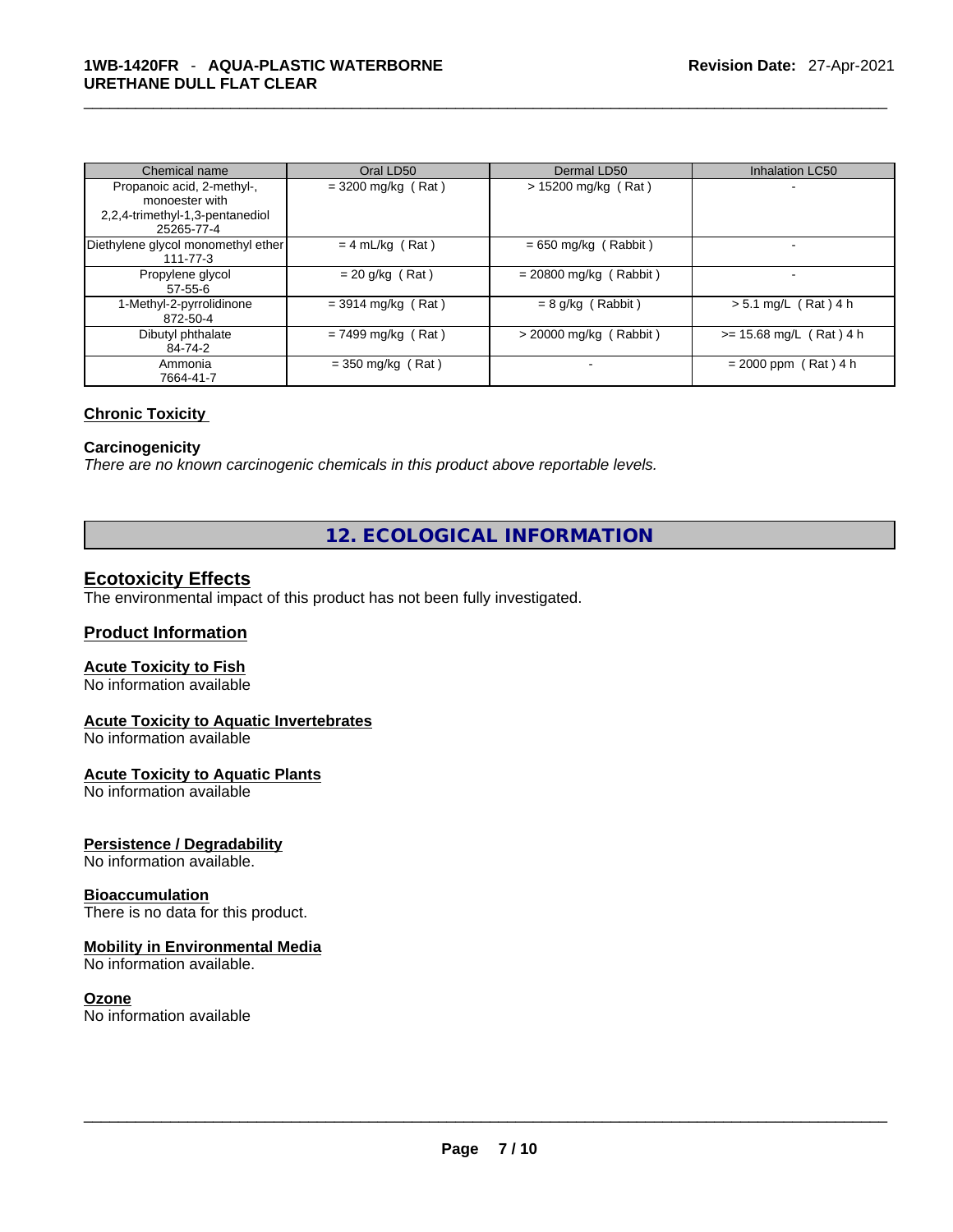| Chemical name | Oral LD50 | Dermal LD50 | Inhalation LC50 |
|---|---|---|---|
| Propanoic acid, 2-methyl-, monoester with 2,2,4-trimethyl-1,3-pentanediol 25265-77-4 | = 3200 mg/kg ( Rat ) | > 15200 mg/kg ( Rat ) | - |
| Diethylene glycol monomethyl ether 111-77-3 | = 4 mL/kg ( Rat ) | = 650 mg/kg ( Rabbit ) | - |
| Propylene glycol 57-55-6 | = 20 g/kg ( Rat ) | = 20800 mg/kg ( Rabbit ) | - |
| 1-Methyl-2-pyrrolidinone 872-50-4 | = 3914 mg/kg ( Rat ) | = 8 g/kg ( Rabbit ) | > 5.1 mg/L ( Rat ) 4 h |
| Dibutyl phthalate 84-74-2 | = 7499 mg/kg ( Rat ) | > 20000 mg/kg ( Rabbit ) | >= 15.68 mg/L ( Rat ) 4 h |
| Ammonia 7664-41-7 | = 350 mg/kg ( Rat ) | - | = 2000 ppm ( Rat ) 4 h |

### Chronic Toxicity

**Carcinogenicity**

*There are no known carcinogenic chemicals in this product above reportable levels.*

## 12. ECOLOGICAL INFORMATION

### Ecotoxicity Effects

The environmental impact of this product has not been fully investigated.

### Product Information

**Acute Toxicity to Fish**

No information available

**Acute Toxicity to Aquatic Invertebrates**

No information available

**Acute Toxicity to Aquatic Plants**

No information available

**Persistence / Degradability**

No information available.

**Bioaccumulation**

There is no data for this product.

**Mobility in Environmental Media**

No information available.

**Ozone**

No information available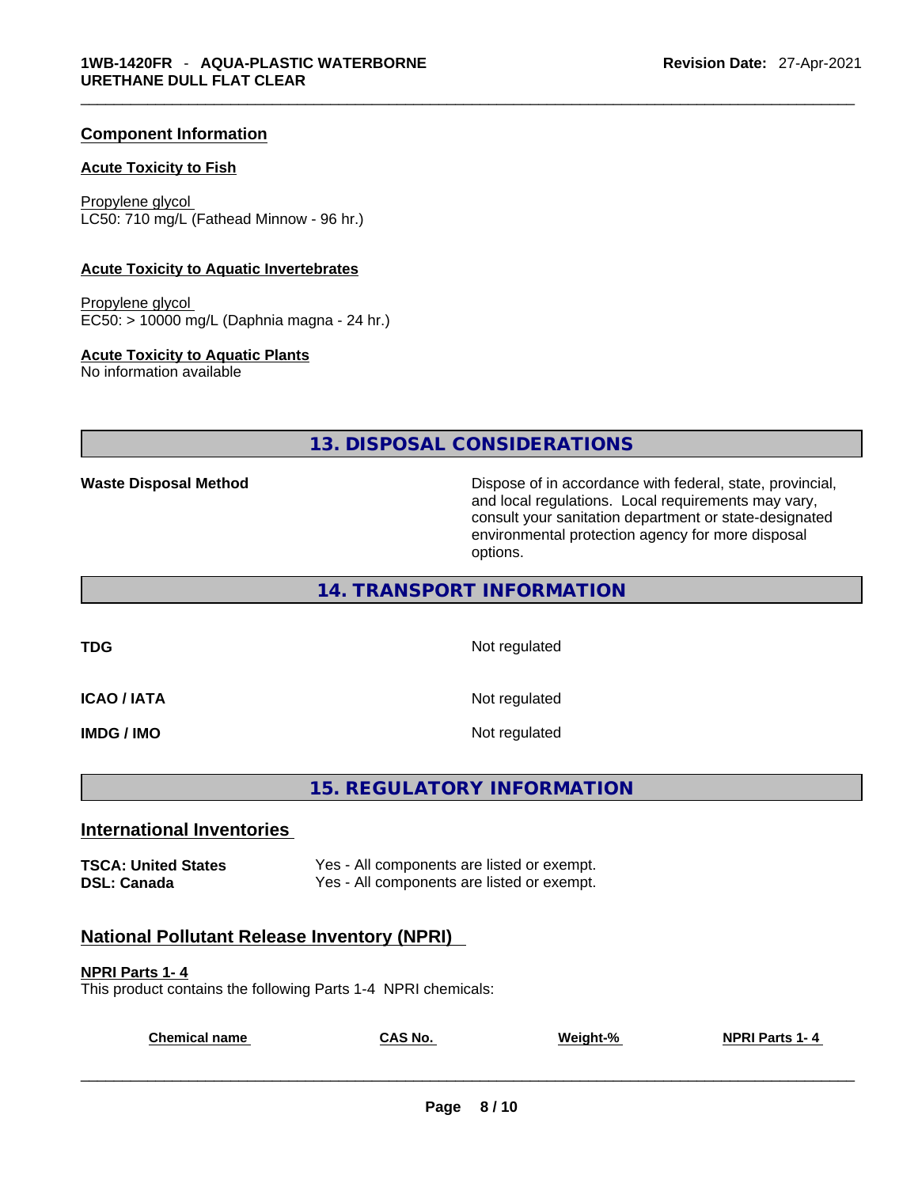## Component Information

### Acute Toxicity to Fish

Propylene glycol
LC50: 710 mg/L (Fathead Minnow - 96 hr.)

### Acute Toxicity to Aquatic Invertebrates

Propylene glycol
EC50: > 10000 mg/L (Daphnia magna - 24 hr.)

### Acute Toxicity to Aquatic Plants

No information available

# 13. DISPOSAL CONSIDERATIONS

| | |
|---|---|
| **Waste Disposal Method** | Dispose of in accordance with federal, state, provincial, and local regulations. Local requirements may vary, consult your sanitation department or state-designated environmental protection agency for more disposal options. |

# 14. TRANSPORT INFORMATION

| | |
|---|---|
| **TDG** | Not regulated |
| **ICAO / IATA** | Not regulated |
| **IMDG / IMO** | Not regulated |

# 15. REGULATORY INFORMATION

## International Inventories

| | |
|---|---|
| **TSCA: United States** | Yes - All components are listed or exempt. |
| **DSL: Canada** | Yes - All components are listed or exempt. |

## National Pollutant Release Inventory (NPRI)

### NPRI Parts 1- 4

This product contains the following Parts 1-4 NPRI chemicals:

| Chemical name | CAS No. | Weight-% | NPRI Parts 1- 4 |
|---|---|---|---|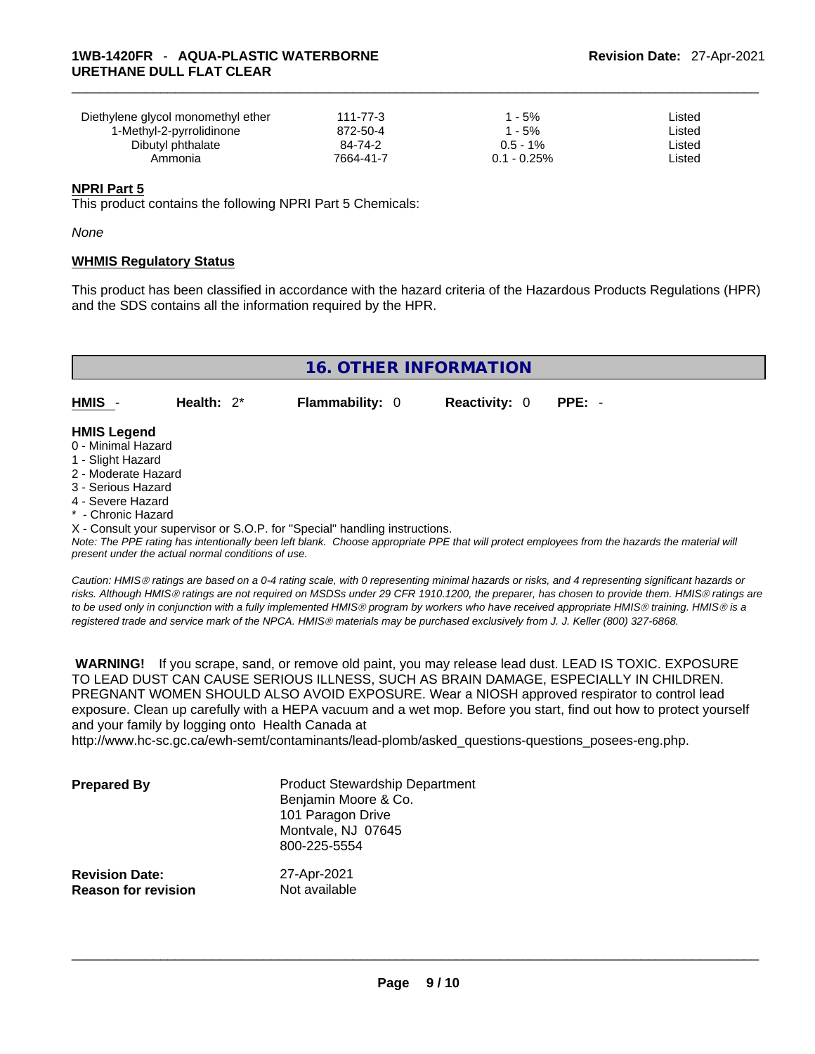| | | | |
|---|---|---|---|
| Diethylene glycol monomethyl ether | 111-77-3 | 1 - 5% | Listed |
| 1-Methyl-2-pyrrolidinone | 872-50-4 | 1 - 5% | Listed |
| Dibutyl phthalate | 84-74-2 | 0.5 - 1% | Listed |
| Ammonia | 7664-41-7 | 0.1 - 0.25% | Listed |

**NPRI Part 5**

This product contains the following NPRI Part 5 Chemicals:

*None*

**WHMIS Regulatory Status**

This product has been classified in accordance with the hazard criteria of the Hazardous Products Regulations (HPR) and the SDS contains all the information required by the HPR.

## 16. OTHER INFORMATION

| HMIS - | Health: 2* | Flammability: 0 | Reactivity: 0 | PPE: - |
|---|---|---|---|---|

**HMIS Legend**

0 - Minimal Hazard
1 - Slight Hazard
2 - Moderate Hazard
3 - Serious Hazard
4 - Severe Hazard
* - Chronic Hazard
X - Consult your supervisor or S.O.P. for "Special" handling instructions.

*Note: The PPE rating has intentionally been left blank. Choose appropriate PPE that will protect employees from the hazards the material will present under the actual normal conditions of use.*

*Caution: HMIS® ratings are based on a 0-4 rating scale, with 0 representing minimal hazards or risks, and 4 representing significant hazards or risks. Although HMIS® ratings are not required on MSDSs under 29 CFR 1910.1200, the preparer, has chosen to provide them. HMIS® ratings are to be used only in conjunction with a fully implemented HMIS® program by workers who have received appropriate HMIS® training. HMIS® is a registered trade and service mark of the NPCA. HMIS® materials may be purchased exclusively from J. J. Keller (800) 327-6868.*

**WARNING!** If you scrape, sand, or remove old paint, you may release lead dust. LEAD IS TOXIC. EXPOSURE TO LEAD DUST CAN CAUSE SERIOUS ILLNESS, SUCH AS BRAIN DAMAGE, ESPECIALLY IN CHILDREN. PREGNANT WOMEN SHOULD ALSO AVOID EXPOSURE. Wear a NIOSH approved respirator to control lead exposure. Clean up carefully with a HEPA vacuum and a wet mop. Before you start, find out how to protect yourself and your family by logging onto Health Canada at http://www.hc-sc.gc.ca/ewh-semt/contaminants/lead-plomb/asked_questions-questions_posees-eng.php.

**Prepared By**
Product Stewardship Department
Benjamin Moore & Co.
101 Paragon Drive
Montvale, NJ 07645
800-225-5554

**Revision Date:** 27-Apr-2021
**Reason for revision** Not available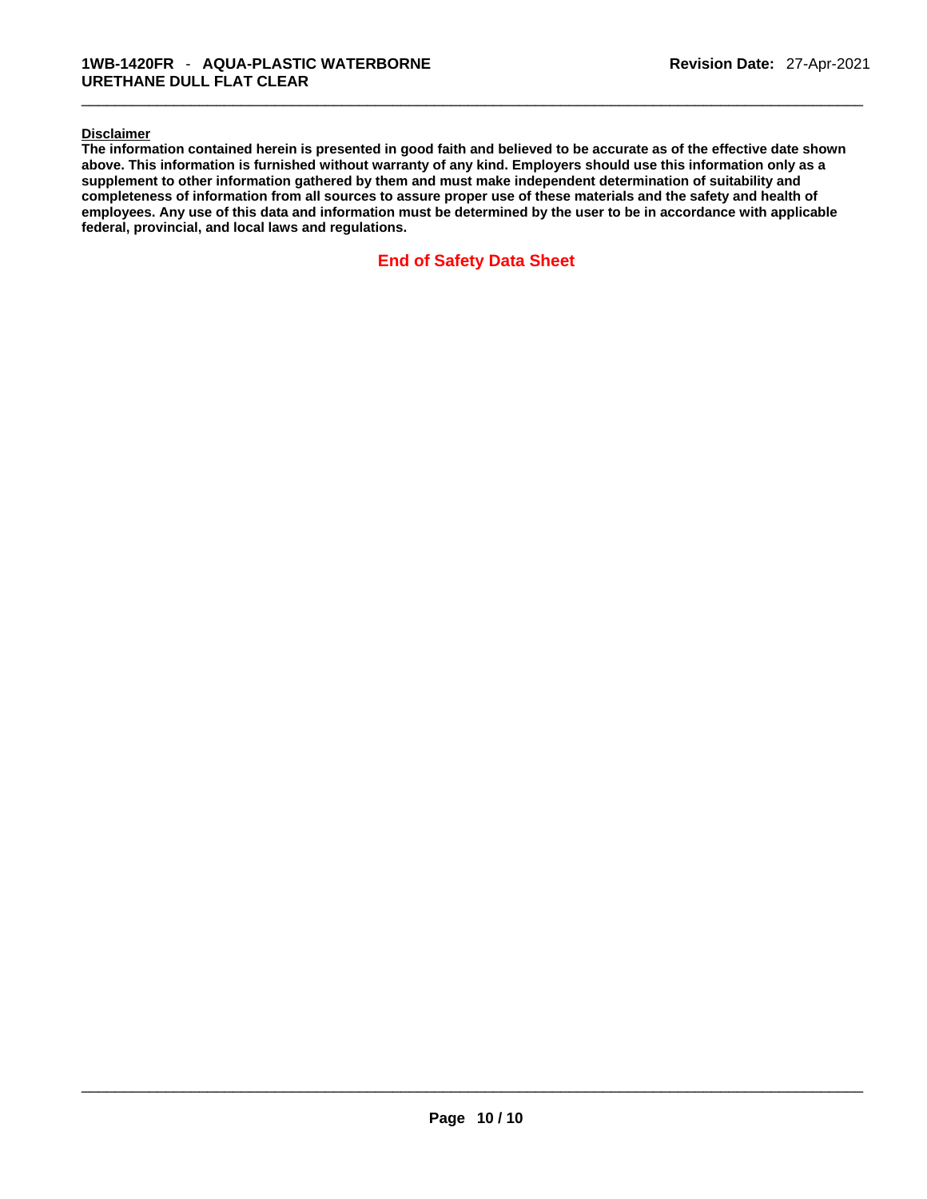**Disclaimer**

**The information contained herein is presented in good faith and believed to be accurate as of the effective date shown above. This information is furnished without warranty of any kind. Employers should use this information only as a supplement to other information gathered by them and must make independent determination of suitability and completeness of information from all sources to assure proper use of these materials and the safety and health of employees. Any use of this data and information must be determined by the user to be in accordance with applicable federal, provincial, and local laws and regulations.**

**End of Safety Data Sheet**